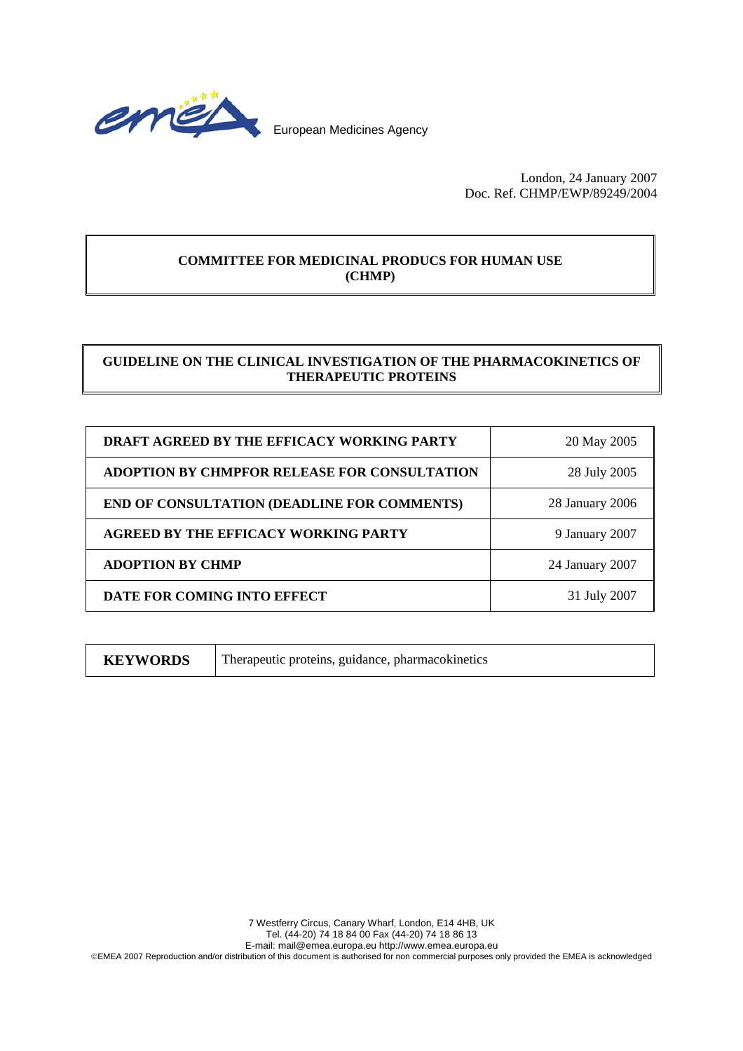European Medicines Agency

London, 24 January 2007
Doc. Ref. CHMP/EWP/89249/2004

**COMMITTEE FOR MEDICINAL PRODUCS FOR HUMAN USE (CHMP)**

**GUIDELINE ON THE CLINICAL INVESTIGATION OF THE PHARMACOKINETICS OF THERAPEUTIC PROTEINS**

| | |
|---|---|
| **DRAFT AGREED BY THE EFFICACY WORKING PARTY** | 20 May 2005 |
| **ADOPTION BY CHMPFOR RELEASE FOR CONSULTATION** | 28 July 2005 |
| **END OF CONSULTATION (DEADLINE FOR COMMENTS)** | 28 January 2006 |
| **AGREED BY THE EFFICACY WORKING PARTY** | 9 January 2007 |
| **ADOPTION BY CHMP** | 24 January 2007 |
| **DATE FOR COMING INTO EFFECT** | 31 July 2007 |

| | |
|---|---|
| **KEYWORDS** | Therapeutic proteins, guidance, pharmacokinetics |

7 Westferry Circus, Canary Wharf, London, E14 4HB, UK
Tel. (44-20) 74 18 84 00 Fax (44-20) 74 18 86 13
E-mail: mail@emea.europa.eu http://www.emea.europa.eu
©EMEA 2007 Reproduction and/or distribution of this document is authorised for non commercial purposes only provided the EMEA is acknowledged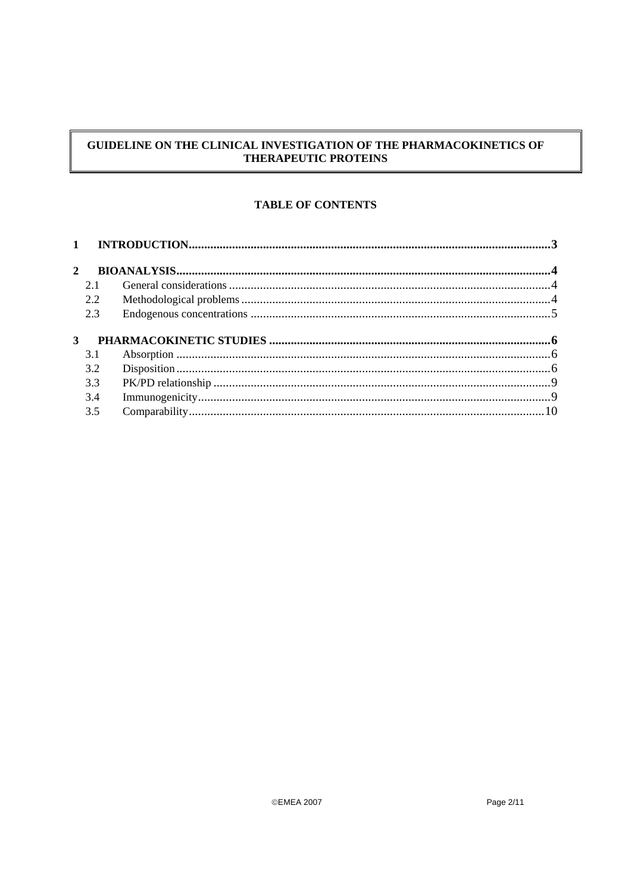# GUIDELINE ON THE CLINICAL INVESTIGATION OF THE PHARMACOKINETICS OF THERAPEUTIC PROTEINS

## TABLE OF CONTENTS

**1 INTRODUCTION ..... 3**

**2 BIOANALYSIS ..... 4**

- 2.1 General considerations ..... 4
- 2.2 Methodological problems ..... 4
- 2.3 Endogenous concentrations ..... 5

**3 PHARMACOKINETIC STUDIES ..... 6**

- 3.1 Absorption ..... 6
- 3.2 Disposition ..... 6
- 3.3 PK/PD relationship ..... 9
- 3.4 Immunogenicity ..... 9
- 3.5 Comparability ..... 10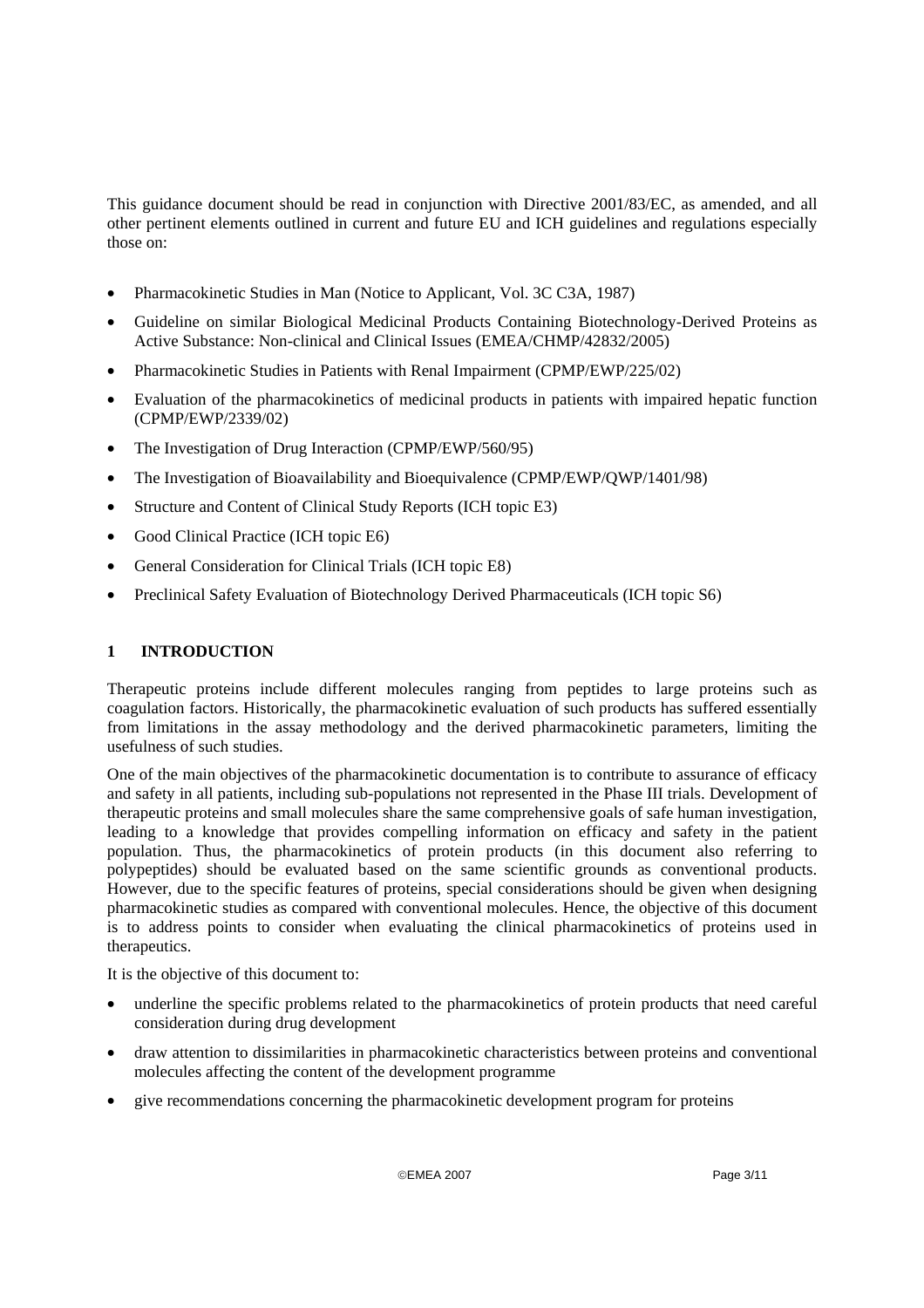This guidance document should be read in conjunction with Directive 2001/83/EC, as amended, and all other pertinent elements outlined in current and future EU and ICH guidelines and regulations especially those on:

- Pharmacokinetic Studies in Man (Notice to Applicant, Vol. 3C C3A, 1987)
- Guideline on similar Biological Medicinal Products Containing Biotechnology-Derived Proteins as Active Substance: Non-clinical and Clinical Issues (EMEA/CHMP/42832/2005)
- Pharmacokinetic Studies in Patients with Renal Impairment (CPMP/EWP/225/02)
- Evaluation of the pharmacokinetics of medicinal products in patients with impaired hepatic function (CPMP/EWP/2339/02)
- The Investigation of Drug Interaction (CPMP/EWP/560/95)
- The Investigation of Bioavailability and Bioequivalence (CPMP/EWP/QWP/1401/98)
- Structure and Content of Clinical Study Reports (ICH topic E3)
- Good Clinical Practice (ICH topic E6)
- General Consideration for Clinical Trials (ICH topic E8)
- Preclinical Safety Evaluation of Biotechnology Derived Pharmaceuticals (ICH topic S6)

## 1 INTRODUCTION

Therapeutic proteins include different molecules ranging from peptides to large proteins such as coagulation factors. Historically, the pharmacokinetic evaluation of such products has suffered essentially from limitations in the assay methodology and the derived pharmacokinetic parameters, limiting the usefulness of such studies.

One of the main objectives of the pharmacokinetic documentation is to contribute to assurance of efficacy and safety in all patients, including sub-populations not represented in the Phase III trials. Development of therapeutic proteins and small molecules share the same comprehensive goals of safe human investigation, leading to a knowledge that provides compelling information on efficacy and safety in the patient population. Thus, the pharmacokinetics of protein products (in this document also referring to polypeptides) should be evaluated based on the same scientific grounds as conventional products. However, due to the specific features of proteins, special considerations should be given when designing pharmacokinetic studies as compared with conventional molecules. Hence, the objective of this document is to address points to consider when evaluating the clinical pharmacokinetics of proteins used in therapeutics.

It is the objective of this document to:

- underline the specific problems related to the pharmacokinetics of protein products that need careful consideration during drug development
- draw attention to dissimilarities in pharmacokinetic characteristics between proteins and conventional molecules affecting the content of the development programme
- give recommendations concerning the pharmacokinetic development program for proteins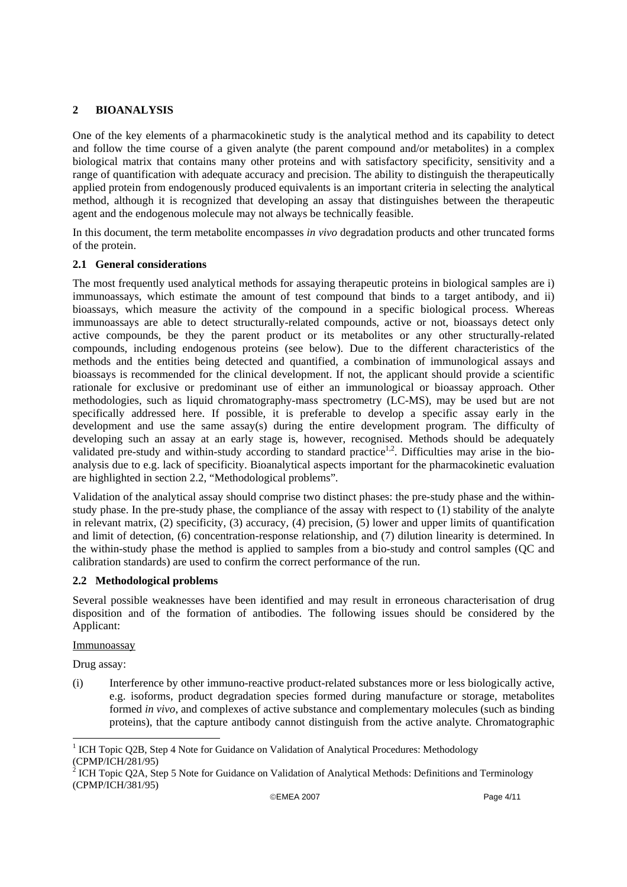## 2 BIOANALYSIS

One of the key elements of a pharmacokinetic study is the analytical method and its capability to detect and follow the time course of a given analyte (the parent compound and/or metabolites) in a complex biological matrix that contains many other proteins and with satisfactory specificity, sensitivity and a range of quantification with adequate accuracy and precision. The ability to distinguish the therapeutically applied protein from endogenously produced equivalents is an important criteria in selecting the analytical method, although it is recognized that developing an assay that distinguishes between the therapeutic agent and the endogenous molecule may not always be technically feasible.

In this document, the term metabolite encompasses *in vivo* degradation products and other truncated forms of the protein.

### 2.1 General considerations

The most frequently used analytical methods for assaying therapeutic proteins in biological samples are i) immunoassays, which estimate the amount of test compound that binds to a target antibody, and ii) bioassays, which measure the activity of the compound in a specific biological process. Whereas immunoassays are able to detect structurally-related compounds, active or not, bioassays detect only active compounds, be they the parent product or its metabolites or any other structurally-related compounds, including endogenous proteins (see below). Due to the different characteristics of the methods and the entities being detected and quantified, a combination of immunological assays and bioassays is recommended for the clinical development. If not, the applicant should provide a scientific rationale for exclusive or predominant use of either an immunological or bioassay approach. Other methodologies, such as liquid chromatography-mass spectrometry (LC-MS), may be used but are not specifically addressed here. If possible, it is preferable to develop a specific assay early in the development and use the same assay(s) during the entire development program. The difficulty of developing such an assay at an early stage is, however, recognised. Methods should be adequately validated pre-study and within-study according to standard practice[1,2]. Difficulties may arise in the bio-analysis due to e.g. lack of specificity. Bioanalytical aspects important for the pharmacokinetic evaluation are highlighted in section 2.2, "Methodological problems".

Validation of the analytical assay should comprise two distinct phases: the pre-study phase and the within-study phase. In the pre-study phase, the compliance of the assay with respect to (1) stability of the analyte in relevant matrix, (2) specificity, (3) accuracy, (4) precision, (5) lower and upper limits of quantification and limit of detection, (6) concentration-response relationship, and (7) dilution linearity is determined. In the within-study phase the method is applied to samples from a bio-study and control samples (QC and calibration standards) are used to confirm the correct performance of the run.

### 2.2 Methodological problems

Several possible weaknesses have been identified and may result in erroneous characterisation of drug disposition and of the formation of antibodies. The following issues should be considered by the Applicant:

<u>Immunoassay</u>

Drug assay:

(i) Interference by other immuno-reactive product-related substances more or less biologically active, e.g. isoforms, product degradation species formed during manufacture or storage, metabolites formed *in vivo*, and complexes of active substance and complementary molecules (such as binding proteins), that the capture antibody cannot distinguish from the active analyte. Chromatographic

---

[1] ICH Topic Q2B, Step 4 Note for Guidance on Validation of Analytical Procedures: Methodology (CPMP/ICH/281/95)

[2] ICH Topic Q2A, Step 5 Note for Guidance on Validation of Analytical Methods: Definitions and Terminology (CPMP/ICH/381/95)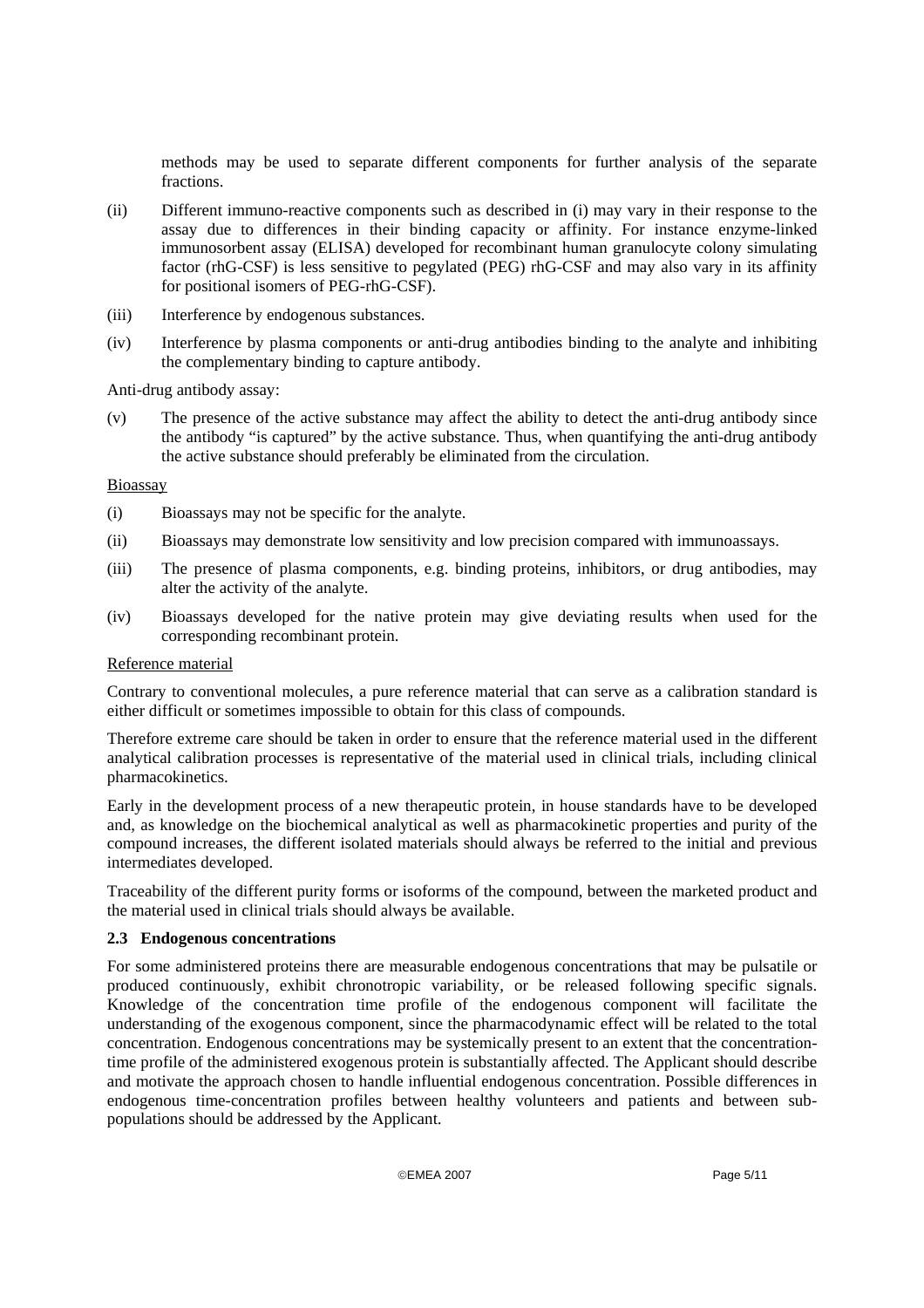methods may be used to separate different components for further analysis of the separate fractions.

(ii) Different immuno-reactive components such as described in (i) may vary in their response to the assay due to differences in their binding capacity or affinity. For instance enzyme-linked immunosorbent assay (ELISA) developed for recombinant human granulocyte colony simulating factor (rhG-CSF) is less sensitive to pegylated (PEG) rhG-CSF and may also vary in its affinity for positional isomers of PEG-rhG-CSF).

(iii) Interference by endogenous substances.

(iv) Interference by plasma components or anti-drug antibodies binding to the analyte and inhibiting the complementary binding to capture antibody.

Anti-drug antibody assay:

(v) The presence of the active substance may affect the ability to detect the anti-drug antibody since the antibody "is captured" by the active substance. Thus, when quantifying the anti-drug antibody the active substance should preferably be eliminated from the circulation.

Bioassay

(i) Bioassays may not be specific for the analyte.

(ii) Bioassays may demonstrate low sensitivity and low precision compared with immunoassays.

(iii) The presence of plasma components, e.g. binding proteins, inhibitors, or drug antibodies, may alter the activity of the analyte.

(iv) Bioassays developed for the native protein may give deviating results when used for the corresponding recombinant protein.

Reference material

Contrary to conventional molecules, a pure reference material that can serve as a calibration standard is either difficult or sometimes impossible to obtain for this class of compounds.

Therefore extreme care should be taken in order to ensure that the reference material used in the different analytical calibration processes is representative of the material used in clinical trials, including clinical pharmacokinetics.

Early in the development process of a new therapeutic protein, in house standards have to be developed and, as knowledge on the biochemical analytical as well as pharmacokinetic properties and purity of the compound increases, the different isolated materials should always be referred to the initial and previous intermediates developed.

Traceability of the different purity forms or isoforms of the compound, between the marketed product and the material used in clinical trials should always be available.

### 2.3 Endogenous concentrations

For some administered proteins there are measurable endogenous concentrations that may be pulsatile or produced continuously, exhibit chronotropic variability, or be released following specific signals. Knowledge of the concentration time profile of the endogenous component will facilitate the understanding of the exogenous component, since the pharmacodynamic effect will be related to the total concentration. Endogenous concentrations may be systemically present to an extent that the concentration-time profile of the administered exogenous protein is substantially affected. The Applicant should describe and motivate the approach chosen to handle influential endogenous concentration. Possible differences in endogenous time-concentration profiles between healthy volunteers and patients and between sub-populations should be addressed by the Applicant.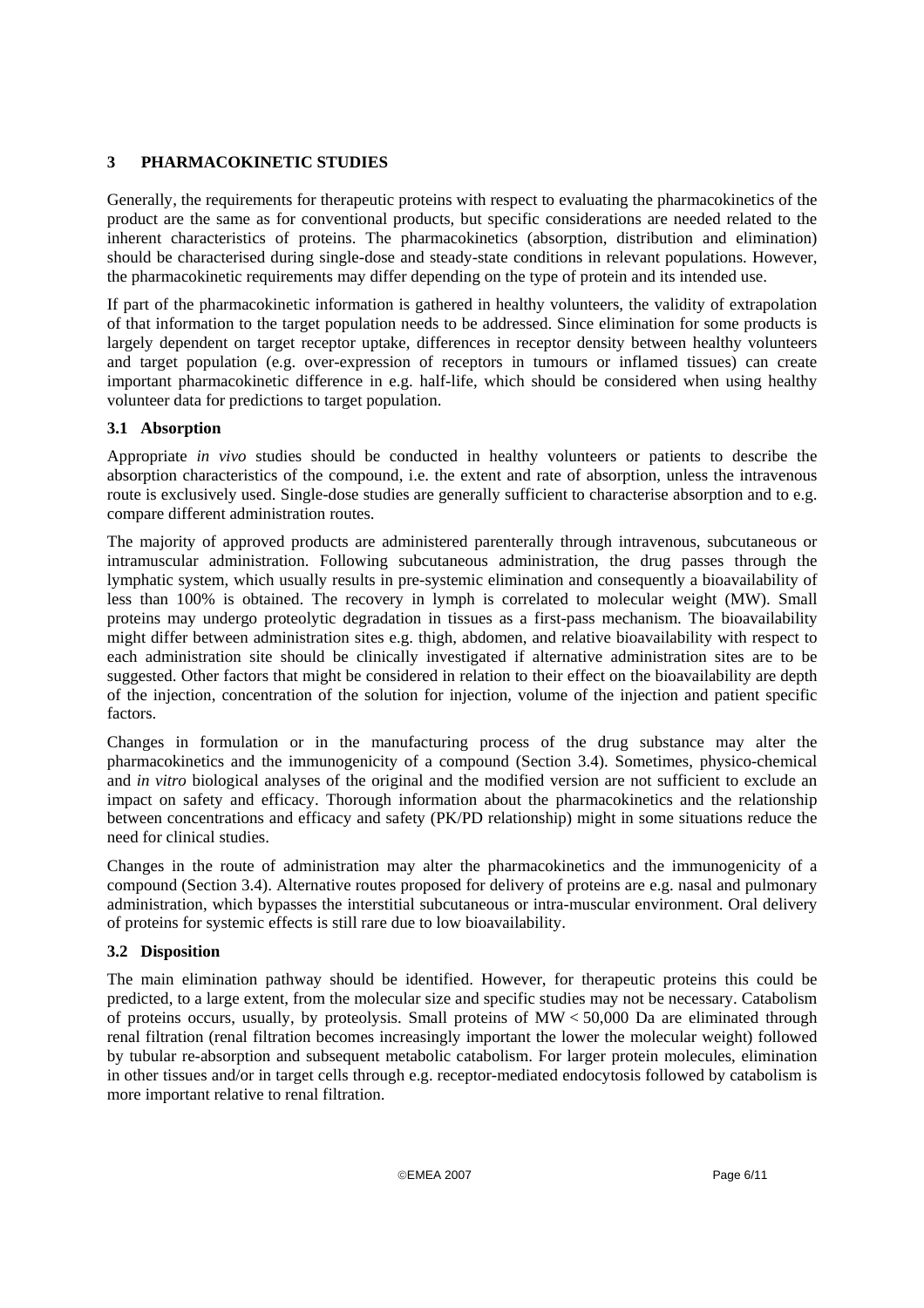## 3 PHARMACOKINETIC STUDIES

Generally, the requirements for therapeutic proteins with respect to evaluating the pharmacokinetics of the product are the same as for conventional products, but specific considerations are needed related to the inherent characteristics of proteins. The pharmacokinetics (absorption, distribution and elimination) should be characterised during single-dose and steady-state conditions in relevant populations. However, the pharmacokinetic requirements may differ depending on the type of protein and its intended use.

If part of the pharmacokinetic information is gathered in healthy volunteers, the validity of extrapolation of that information to the target population needs to be addressed. Since elimination for some products is largely dependent on target receptor uptake, differences in receptor density between healthy volunteers and target population (e.g. over-expression of receptors in tumours or inflamed tissues) can create important pharmacokinetic difference in e.g. half-life, which should be considered when using healthy volunteer data for predictions to target population.

### 3.1 Absorption

Appropriate *in vivo* studies should be conducted in healthy volunteers or patients to describe the absorption characteristics of the compound, i.e. the extent and rate of absorption, unless the intravenous route is exclusively used. Single-dose studies are generally sufficient to characterise absorption and to e.g. compare different administration routes.

The majority of approved products are administered parenterally through intravenous, subcutaneous or intramuscular administration. Following subcutaneous administration, the drug passes through the lymphatic system, which usually results in pre-systemic elimination and consequently a bioavailability of less than 100% is obtained. The recovery in lymph is correlated to molecular weight (MW). Small proteins may undergo proteolytic degradation in tissues as a first-pass mechanism. The bioavailability might differ between administration sites e.g. thigh, abdomen, and relative bioavailability with respect to each administration site should be clinically investigated if alternative administration sites are to be suggested. Other factors that might be considered in relation to their effect on the bioavailability are depth of the injection, concentration of the solution for injection, volume of the injection and patient specific factors.

Changes in formulation or in the manufacturing process of the drug substance may alter the pharmacokinetics and the immunogenicity of a compound (Section 3.4). Sometimes, physico-chemical and *in vitro* biological analyses of the original and the modified version are not sufficient to exclude an impact on safety and efficacy. Thorough information about the pharmacokinetics and the relationship between concentrations and efficacy and safety (PK/PD relationship) might in some situations reduce the need for clinical studies.

Changes in the route of administration may alter the pharmacokinetics and the immunogenicity of a compound (Section 3.4). Alternative routes proposed for delivery of proteins are e.g. nasal and pulmonary administration, which bypasses the interstitial subcutaneous or intra-muscular environment. Oral delivery of proteins for systemic effects is still rare due to low bioavailability.

### 3.2 Disposition

The main elimination pathway should be identified. However, for therapeutic proteins this could be predicted, to a large extent, from the molecular size and specific studies may not be necessary. Catabolism of proteins occurs, usually, by proteolysis. Small proteins of MW < 50,000 Da are eliminated through renal filtration (renal filtration becomes increasingly important the lower the molecular weight) followed by tubular re-absorption and subsequent metabolic catabolism. For larger protein molecules, elimination in other tissues and/or in target cells through e.g. receptor-mediated endocytosis followed by catabolism is more important relative to renal filtration.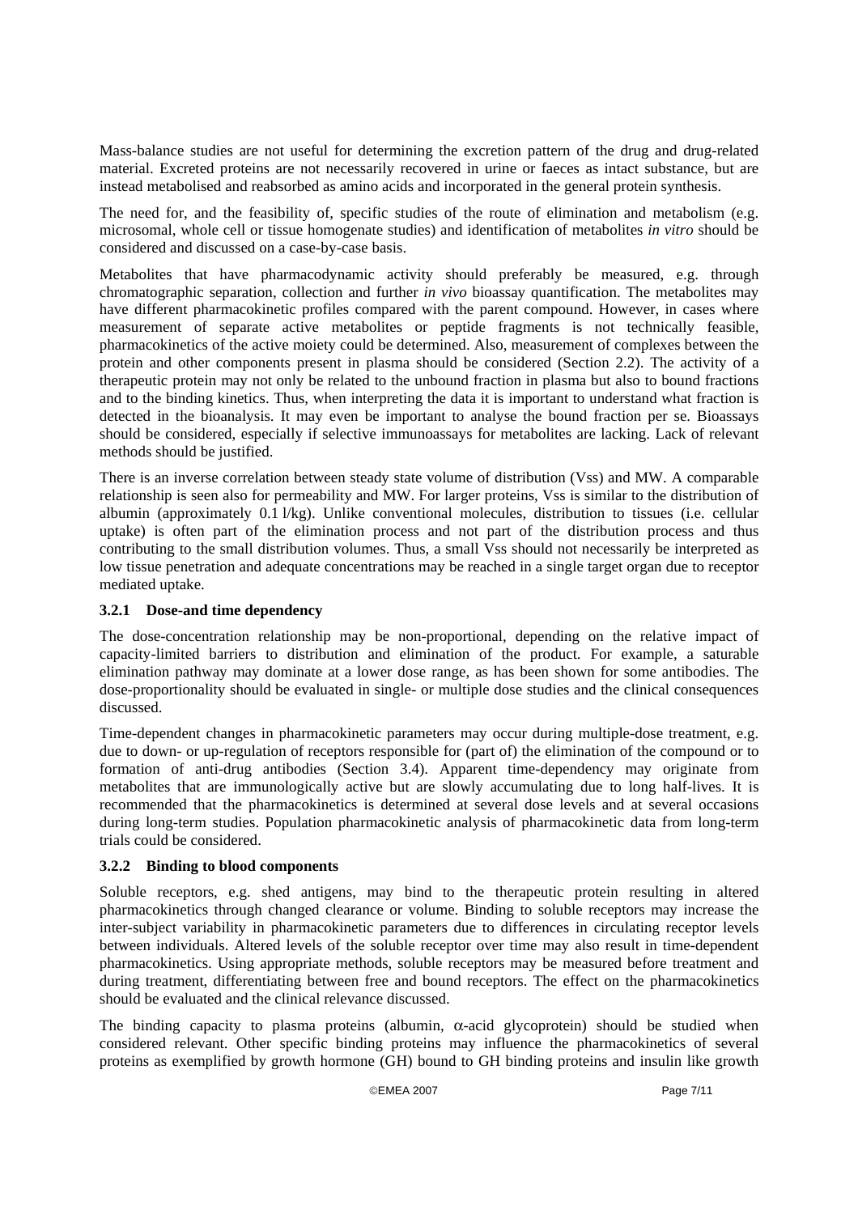Mass-balance studies are not useful for determining the excretion pattern of the drug and drug-related material. Excreted proteins are not necessarily recovered in urine or faeces as intact substance, but are instead metabolised and reabsorbed as amino acids and incorporated in the general protein synthesis.

The need for, and the feasibility of, specific studies of the route of elimination and metabolism (e.g. microsomal, whole cell or tissue homogenate studies) and identification of metabolites *in vitro* should be considered and discussed on a case-by-case basis.

Metabolites that have pharmacodynamic activity should preferably be measured, e.g. through chromatographic separation, collection and further *in vivo* bioassay quantification. The metabolites may have different pharmacokinetic profiles compared with the parent compound. However, in cases where measurement of separate active metabolites or peptide fragments is not technically feasible, pharmacokinetics of the active moiety could be determined. Also, measurement of complexes between the protein and other components present in plasma should be considered (Section 2.2). The activity of a therapeutic protein may not only be related to the unbound fraction in plasma but also to bound fractions and to the binding kinetics. Thus, when interpreting the data it is important to understand what fraction is detected in the bioanalysis. It may even be important to analyse the bound fraction per se. Bioassays should be considered, especially if selective immunoassays for metabolites are lacking. Lack of relevant methods should be justified.

There is an inverse correlation between steady state volume of distribution (Vss) and MW. A comparable relationship is seen also for permeability and MW. For larger proteins, Vss is similar to the distribution of albumin (approximately 0.1 l/kg). Unlike conventional molecules, distribution to tissues (i.e. cellular uptake) is often part of the elimination process and not part of the distribution process and thus contributing to the small distribution volumes. Thus, a small Vss should not necessarily be interpreted as low tissue penetration and adequate concentrations may be reached in a single target organ due to receptor mediated uptake.

### 3.2.1 Dose-and time dependency

The dose-concentration relationship may be non-proportional, depending on the relative impact of capacity-limited barriers to distribution and elimination of the product. For example, a saturable elimination pathway may dominate at a lower dose range, as has been shown for some antibodies. The dose-proportionality should be evaluated in single- or multiple dose studies and the clinical consequences discussed.

Time-dependent changes in pharmacokinetic parameters may occur during multiple-dose treatment, e.g. due to down- or up-regulation of receptors responsible for (part of) the elimination of the compound or to formation of anti-drug antibodies (Section 3.4). Apparent time-dependency may originate from metabolites that are immunologically active but are slowly accumulating due to long half-lives. It is recommended that the pharmacokinetics is determined at several dose levels and at several occasions during long-term studies. Population pharmacokinetic analysis of pharmacokinetic data from long-term trials could be considered.

### 3.2.2 Binding to blood components

Soluble receptors, e.g. shed antigens, may bind to the therapeutic protein resulting in altered pharmacokinetics through changed clearance or volume. Binding to soluble receptors may increase the inter-subject variability in pharmacokinetic parameters due to differences in circulating receptor levels between individuals. Altered levels of the soluble receptor over time may also result in time-dependent pharmacokinetics. Using appropriate methods, soluble receptors may be measured before treatment and during treatment, differentiating between free and bound receptors. The effect on the pharmacokinetics should be evaluated and the clinical relevance discussed.

The binding capacity to plasma proteins (albumin, $\alpha$-acid glycoprotein) should be studied when considered relevant. Other specific binding proteins may influence the pharmacokinetics of several proteins as exemplified by growth hormone (GH) bound to GH binding proteins and insulin like growth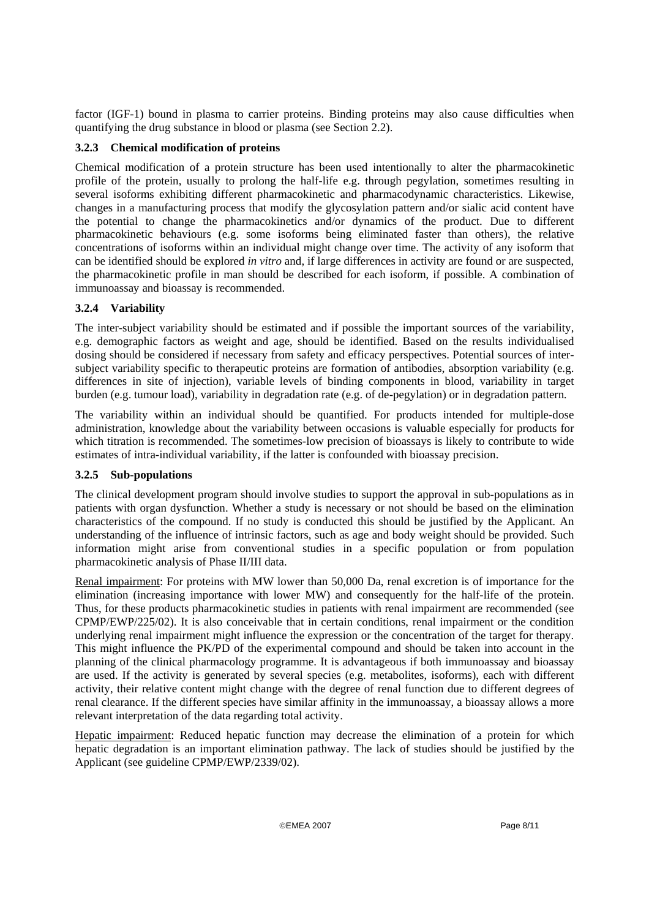factor (IGF-1) bound in plasma to carrier proteins. Binding proteins may also cause difficulties when quantifying the drug substance in blood or plasma (see Section 2.2).

### 3.2.3 Chemical modification of proteins

Chemical modification of a protein structure has been used intentionally to alter the pharmacokinetic profile of the protein, usually to prolong the half-life e.g. through pegylation, sometimes resulting in several isoforms exhibiting different pharmacokinetic and pharmacodynamic characteristics. Likewise, changes in a manufacturing process that modify the glycosylation pattern and/or sialic acid content have the potential to change the pharmacokinetics and/or dynamics of the product. Due to different pharmacokinetic behaviours (e.g. some isoforms being eliminated faster than others), the relative concentrations of isoforms within an individual might change over time. The activity of any isoform that can be identified should be explored *in vitro* and, if large differences in activity are found or are suspected, the pharmacokinetic profile in man should be described for each isoform, if possible. A combination of immunoassay and bioassay is recommended.

### 3.2.4 Variability

The inter-subject variability should be estimated and if possible the important sources of the variability, e.g. demographic factors as weight and age, should be identified. Based on the results individualised dosing should be considered if necessary from safety and efficacy perspectives. Potential sources of inter-subject variability specific to therapeutic proteins are formation of antibodies, absorption variability (e.g. differences in site of injection), variable levels of binding components in blood, variability in target burden (e.g. tumour load), variability in degradation rate (e.g. of de-pegylation) or in degradation pattern.

The variability within an individual should be quantified. For products intended for multiple-dose administration, knowledge about the variability between occasions is valuable especially for products for which titration is recommended. The sometimes-low precision of bioassays is likely to contribute to wide estimates of intra-individual variability, if the latter is confounded with bioassay precision.

### 3.2.5 Sub-populations

The clinical development program should involve studies to support the approval in sub-populations as in patients with organ dysfunction. Whether a study is necessary or not should be based on the elimination characteristics of the compound. If no study is conducted this should be justified by the Applicant. An understanding of the influence of intrinsic factors, such as age and body weight should be provided. Such information might arise from conventional studies in a specific population or from population pharmacokinetic analysis of Phase II/III data.

Renal impairment: For proteins with MW lower than 50,000 Da, renal excretion is of importance for the elimination (increasing importance with lower MW) and consequently for the half-life of the protein. Thus, for these products pharmacokinetic studies in patients with renal impairment are recommended (see CPMP/EWP/225/02). It is also conceivable that in certain conditions, renal impairment or the condition underlying renal impairment might influence the expression or the concentration of the target for therapy. This might influence the PK/PD of the experimental compound and should be taken into account in the planning of the clinical pharmacology programme. It is advantageous if both immunoassay and bioassay are used. If the activity is generated by several species (e.g. metabolites, isoforms), each with different activity, their relative content might change with the degree of renal function due to different degrees of renal clearance. If the different species have similar affinity in the immunoassay, a bioassay allows a more relevant interpretation of the data regarding total activity.

Hepatic impairment: Reduced hepatic function may decrease the elimination of a protein for which hepatic degradation is an important elimination pathway. The lack of studies should be justified by the Applicant (see guideline CPMP/EWP/2339/02).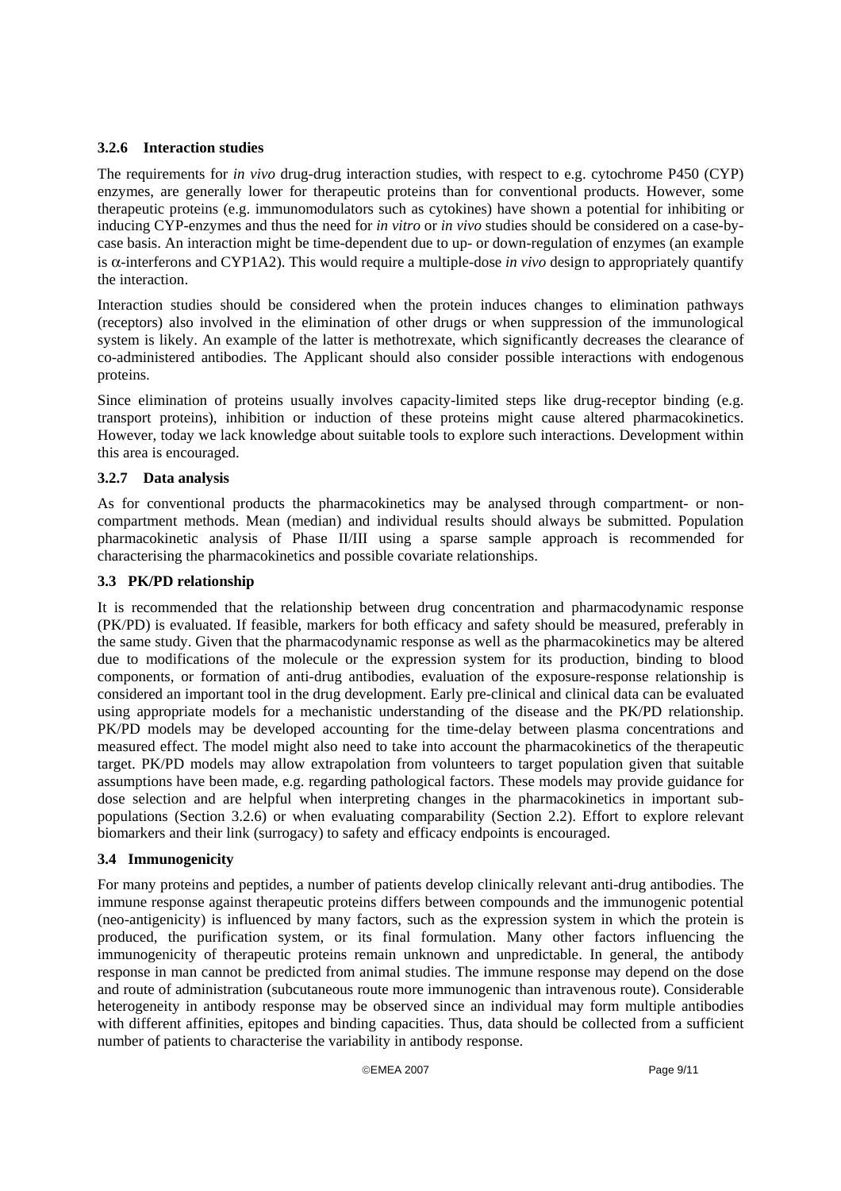### 3.2.6 Interaction studies

The requirements for *in vivo* drug-drug interaction studies, with respect to e.g. cytochrome P450 (CYP) enzymes, are generally lower for therapeutic proteins than for conventional products. However, some therapeutic proteins (e.g. immunomodulators such as cytokines) have shown a potential for inhibiting or inducing CYP-enzymes and thus the need for *in vitro* or *in vivo* studies should be considered on a case-by-case basis. An interaction might be time-dependent due to up- or down-regulation of enzymes (an example is $\alpha$-interferons and CYP1A2). This would require a multiple-dose *in vivo* design to appropriately quantify the interaction.

Interaction studies should be considered when the protein induces changes to elimination pathways (receptors) also involved in the elimination of other drugs or when suppression of the immunological system is likely. An example of the latter is methotrexate, which significantly decreases the clearance of co-administered antibodies. The Applicant should also consider possible interactions with endogenous proteins.

Since elimination of proteins usually involves capacity-limited steps like drug-receptor binding (e.g. transport proteins), inhibition or induction of these proteins might cause altered pharmacokinetics. However, today we lack knowledge about suitable tools to explore such interactions. Development within this area is encouraged.

### 3.2.7 Data analysis

As for conventional products the pharmacokinetics may be analysed through compartment- or non-compartment methods. Mean (median) and individual results should always be submitted. Population pharmacokinetic analysis of Phase II/III using a sparse sample approach is recommended for characterising the pharmacokinetics and possible covariate relationships.

## 3.3 PK/PD relationship

It is recommended that the relationship between drug concentration and pharmacodynamic response (PK/PD) is evaluated. If feasible, markers for both efficacy and safety should be measured, preferably in the same study. Given that the pharmacodynamic response as well as the pharmacokinetics may be altered due to modifications of the molecule or the expression system for its production, binding to blood components, or formation of anti-drug antibodies, evaluation of the exposure-response relationship is considered an important tool in the drug development. Early pre-clinical and clinical data can be evaluated using appropriate models for a mechanistic understanding of the disease and the PK/PD relationship. PK/PD models may be developed accounting for the time-delay between plasma concentrations and measured effect. The model might also need to take into account the pharmacokinetics of the therapeutic target. PK/PD models may allow extrapolation from volunteers to target population given that suitable assumptions have been made, e.g. regarding pathological factors. These models may provide guidance for dose selection and are helpful when interpreting changes in the pharmacokinetics in important sub-populations (Section 3.2.6) or when evaluating comparability (Section 2.2). Effort to explore relevant biomarkers and their link (surrogacy) to safety and efficacy endpoints is encouraged.

## 3.4 Immunogenicity

For many proteins and peptides, a number of patients develop clinically relevant anti-drug antibodies. The immune response against therapeutic proteins differs between compounds and the immunogenic potential (neo-antigenicity) is influenced by many factors, such as the expression system in which the protein is produced, the purification system, or its final formulation. Many other factors influencing the immunogenicity of therapeutic proteins remain unknown and unpredictable. In general, the antibody response in man cannot be predicted from animal studies. The immune response may depend on the dose and route of administration (subcutaneous route more immunogenic than intravenous route). Considerable heterogeneity in antibody response may be observed since an individual may form multiple antibodies with different affinities, epitopes and binding capacities. Thus, data should be collected from a sufficient number of patients to characterise the variability in antibody response.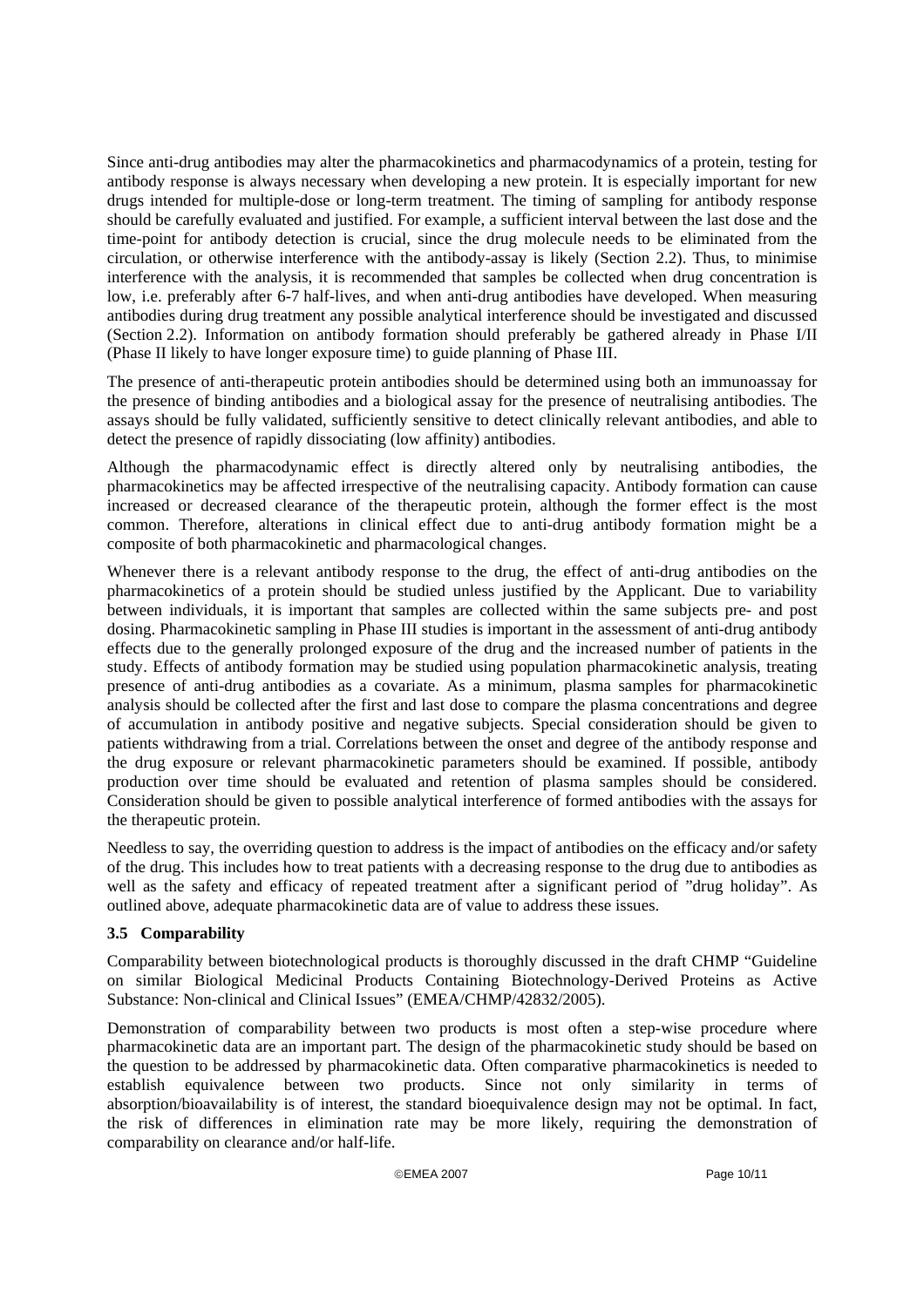Since anti-drug antibodies may alter the pharmacokinetics and pharmacodynamics of a protein, testing for antibody response is always necessary when developing a new protein. It is especially important for new drugs intended for multiple-dose or long-term treatment. The timing of sampling for antibody response should be carefully evaluated and justified. For example, a sufficient interval between the last dose and the time-point for antibody detection is crucial, since the drug molecule needs to be eliminated from the circulation, or otherwise interference with the antibody-assay is likely (Section 2.2). Thus, to minimise interference with the analysis, it is recommended that samples be collected when drug concentration is low, i.e. preferably after 6-7 half-lives, and when anti-drug antibodies have developed. When measuring antibodies during drug treatment any possible analytical interference should be investigated and discussed (Section 2.2). Information on antibody formation should preferably be gathered already in Phase I/II (Phase II likely to have longer exposure time) to guide planning of Phase III.

The presence of anti-therapeutic protein antibodies should be determined using both an immunoassay for the presence of binding antibodies and a biological assay for the presence of neutralising antibodies. The assays should be fully validated, sufficiently sensitive to detect clinically relevant antibodies, and able to detect the presence of rapidly dissociating (low affinity) antibodies.

Although the pharmacodynamic effect is directly altered only by neutralising antibodies, the pharmacokinetics may be affected irrespective of the neutralising capacity. Antibody formation can cause increased or decreased clearance of the therapeutic protein, although the former effect is the most common. Therefore, alterations in clinical effect due to anti-drug antibody formation might be a composite of both pharmacokinetic and pharmacological changes.

Whenever there is a relevant antibody response to the drug, the effect of anti-drug antibodies on the pharmacokinetics of a protein should be studied unless justified by the Applicant. Due to variability between individuals, it is important that samples are collected within the same subjects pre- and post dosing. Pharmacokinetic sampling in Phase III studies is important in the assessment of anti-drug antibody effects due to the generally prolonged exposure of the drug and the increased number of patients in the study. Effects of antibody formation may be studied using population pharmacokinetic analysis, treating presence of anti-drug antibodies as a covariate. As a minimum, plasma samples for pharmacokinetic analysis should be collected after the first and last dose to compare the plasma concentrations and degree of accumulation in antibody positive and negative subjects. Special consideration should be given to patients withdrawing from a trial. Correlations between the onset and degree of the antibody response and the drug exposure or relevant pharmacokinetic parameters should be examined. If possible, antibody production over time should be evaluated and retention of plasma samples should be considered. Consideration should be given to possible analytical interference of formed antibodies with the assays for the therapeutic protein.

Needless to say, the overriding question to address is the impact of antibodies on the efficacy and/or safety of the drug. This includes how to treat patients with a decreasing response to the drug due to antibodies as well as the safety and efficacy of repeated treatment after a significant period of "drug holiday". As outlined above, adequate pharmacokinetic data are of value to address these issues.

### 3.5 Comparability

Comparability between biotechnological products is thoroughly discussed in the draft CHMP "Guideline on similar Biological Medicinal Products Containing Biotechnology-Derived Proteins as Active Substance: Non-clinical and Clinical Issues" (EMEA/CHMP/42832/2005).

Demonstration of comparability between two products is most often a step-wise procedure where pharmacokinetic data are an important part. The design of the pharmacokinetic study should be based on the question to be addressed by pharmacokinetic data. Often comparative pharmacokinetics is needed to establish equivalence between two products. Since not only similarity in terms of absorption/bioavailability is of interest, the standard bioequivalence design may not be optimal. In fact, the risk of differences in elimination rate may be more likely, requiring the demonstration of comparability on clearance and/or half-life.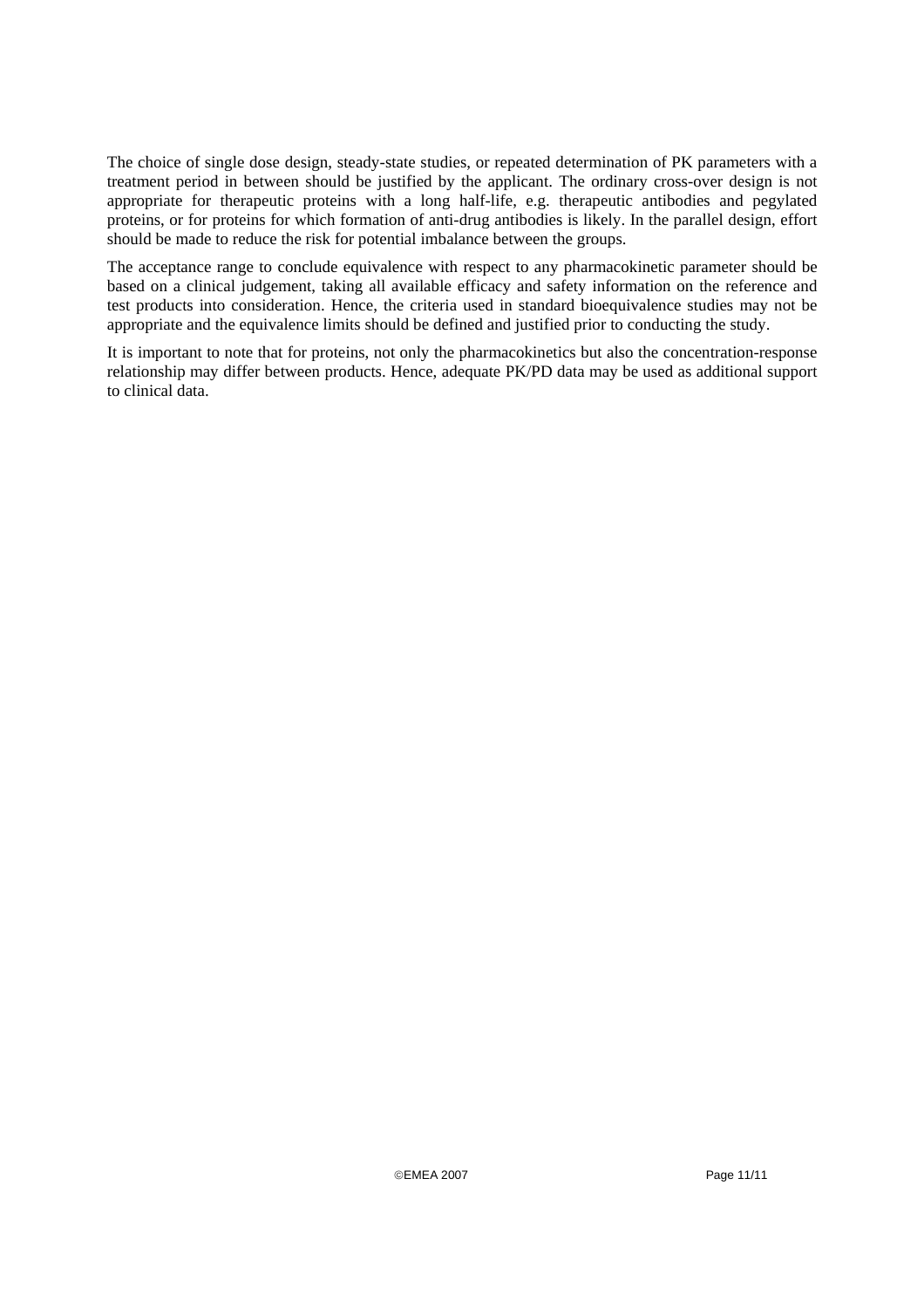The choice of single dose design, steady-state studies, or repeated determination of PK parameters with a treatment period in between should be justified by the applicant. The ordinary cross-over design is not appropriate for therapeutic proteins with a long half-life, e.g. therapeutic antibodies and pegylated proteins, or for proteins for which formation of anti-drug antibodies is likely. In the parallel design, effort should be made to reduce the risk for potential imbalance between the groups.

The acceptance range to conclude equivalence with respect to any pharmacokinetic parameter should be based on a clinical judgement, taking all available efficacy and safety information on the reference and test products into consideration. Hence, the criteria used in standard bioequivalence studies may not be appropriate and the equivalence limits should be defined and justified prior to conducting the study.

It is important to note that for proteins, not only the pharmacokinetics but also the concentration-response relationship may differ between products. Hence, adequate PK/PD data may be used as additional support to clinical data.